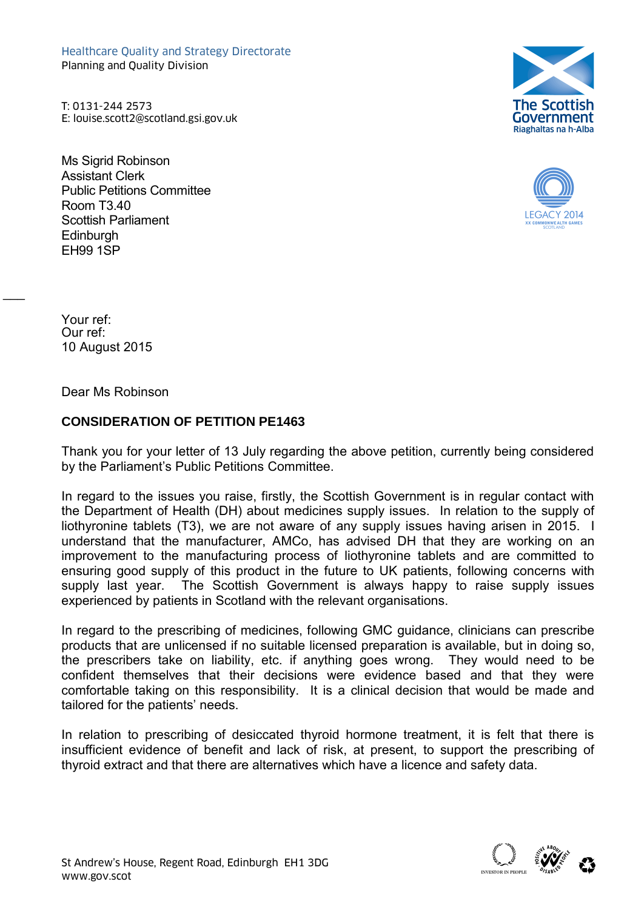Healthcare Quality and Strategy Directorate
Planning and Quality Division

T: 0131-244 2573
E: louise.scott2@scotland.gsi.gov.uk

The Scottish Government
Riaghaltas na h-Alba

LEGACY 2014
XX COMMONWEALTH GAMES
SCOTLAND

Ms Sigrid Robinson
Assistant Clerk
Public Petitions Committee
Room T3.40
Scottish Parliament
Edinburgh
EH99 1SP

Your ref:
Our ref:
10 August 2015

Dear Ms Robinson

**CONSIDERATION OF PETITION PE1463**

Thank you for your letter of 13 July regarding the above petition, currently being considered by the Parliament's Public Petitions Committee.

In regard to the issues you raise, firstly, the Scottish Government is in regular contact with the Department of Health (DH) about medicines supply issues. In relation to the supply of liothyronine tablets (T3), we are not aware of any supply issues having arisen in 2015. I understand that the manufacturer, AMCo, has advised DH that they are working on an improvement to the manufacturing process of liothyronine tablets and are committed to ensuring good supply of this product in the future to UK patients, following concerns with supply last year. The Scottish Government is always happy to raise supply issues experienced by patients in Scotland with the relevant organisations.

In regard to the prescribing of medicines, following GMC guidance, clinicians can prescribe products that are unlicensed if no suitable licensed preparation is available, but in doing so, the prescribers take on liability, etc. if anything goes wrong. They would need to be confident themselves that their decisions were evidence based and that they were comfortable taking on this responsibility. It is a clinical decision that would be made and tailored for the patients' needs.

In relation to prescribing of desiccated thyroid hormone treatment, it is felt that there is insufficient evidence of benefit and lack of risk, at present, to support the prescribing of thyroid extract and that there are alternatives which have a licence and safety data.

St Andrew's House, Regent Road, Edinburgh EH1 3DG
www.gov.scot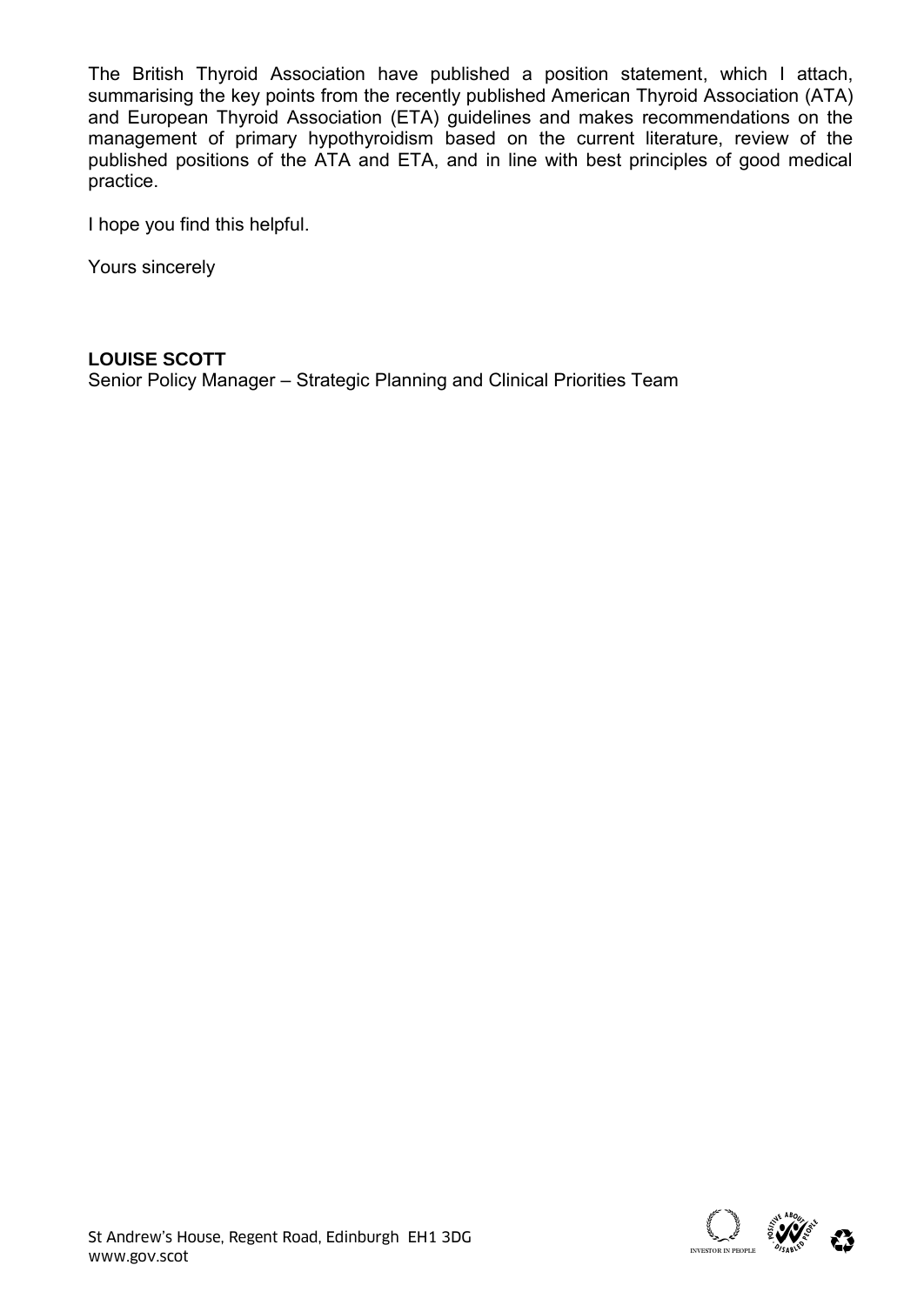The British Thyroid Association have published a position statement, which I attach, summarising the key points from the recently published American Thyroid Association (ATA) and European Thyroid Association (ETA) guidelines and makes recommendations on the management of primary hypothyroidism based on the current literature, review of the published positions of the ATA and ETA, and in line with best principles of good medical practice.

I hope you find this helpful.

Yours sincerely

**LOUISE SCOTT**
Senior Policy Manager – Strategic Planning and Clinical Priorities Team

St Andrew's House, Regent Road, Edinburgh EH1 3DG
www.gov.scot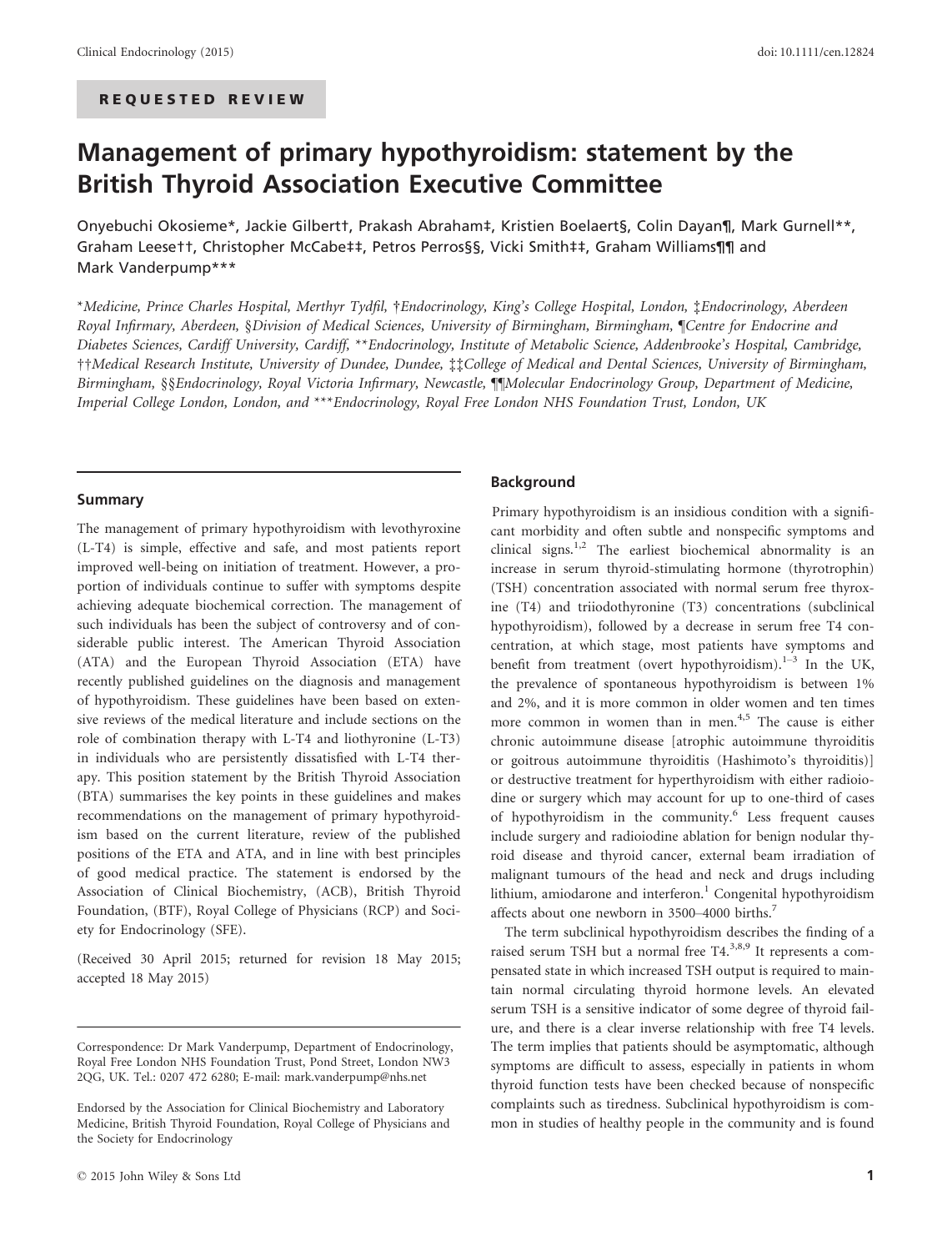REQUESTED REVIEW

# Management of primary hypothyroidism: statement by the British Thyroid Association Executive Committee

Onyebuchi Okosieme*, Jackie Gilbert†, Prakash Abraham‡, Kristien Boelaert§, Colin Dayan¶, Mark Gurnell**, Graham Leese††, Christopher McCabe‡‡, Petros Perros§§, Vicki Smith‡‡, Graham Williams¶¶ and Mark Vanderpump***

*Medicine, Prince Charles Hospital, Merthyr Tydfil, †Endocrinology, King's College Hospital, London, ‡Endocrinology, Aberdeen Royal Infirmary, Aberdeen, §Division of Medical Sciences, University of Birmingham, Birmingham, ¶Centre for Endocrine and Diabetes Sciences, Cardiff University, Cardiff, **Endocrinology, Institute of Metabolic Science, Addenbrooke's Hospital, Cambridge, ††Medical Research Institute, University of Dundee, Dundee, ‡‡College of Medical and Dental Sciences, University of Birmingham, Birmingham, §§Endocrinology, Royal Victoria Infirmary, Newcastle, ¶¶Molecular Endocrinology Group, Department of Medicine, Imperial College London, London, and ***Endocrinology, Royal Free London NHS Foundation Trust, London, UK

## Summary

The management of primary hypothyroidism with levothyroxine (L-T4) is simple, effective and safe, and most patients report improved well-being on initiation of treatment. However, a proportion of individuals continue to suffer with symptoms despite achieving adequate biochemical correction. The management of such individuals has been the subject of controversy and of considerable public interest. The American Thyroid Association (ATA) and the European Thyroid Association (ETA) have recently published guidelines on the diagnosis and management of hypothyroidism. These guidelines have been based on extensive reviews of the medical literature and include sections on the role of combination therapy with L-T4 and liothyronine (L-T3) in individuals who are persistently dissatisfied with L-T4 therapy. This position statement by the British Thyroid Association (BTA) summarises the key points in these guidelines and makes recommendations on the management of primary hypothyroidism based on the current literature, review of the published positions of the ETA and ATA, and in line with best principles of good medical practice. The statement is endorsed by the Association of Clinical Biochemistry, (ACB), British Thyroid Foundation, (BTF), Royal College of Physicians (RCP) and Society for Endocrinology (SFE).

(Received 30 April 2015; returned for revision 18 May 2015; accepted 18 May 2015)

Correspondence: Dr Mark Vanderpump, Department of Endocrinology, Royal Free London NHS Foundation Trust, Pond Street, London NW3 2QG, UK. Tel.: 0207 472 6280; E-mail: mark.vanderpump@nhs.net

Endorsed by the Association for Clinical Biochemistry and Laboratory Medicine, British Thyroid Foundation, Royal College of Physicians and the Society for Endocrinology

## Background

Primary hypothyroidism is an insidious condition with a significant morbidity and often subtle and nonspecific symptoms and clinical signs.[1,2] The earliest biochemical abnormality is an increase in serum thyroid-stimulating hormone (thyrotrophin) (TSH) concentration associated with normal serum free thyroxine (T4) and triiodothyronine (T3) concentrations (subclinical hypothyroidism), followed by a decrease in serum free T4 concentration, at which stage, most patients have symptoms and benefit from treatment (overt hypothyroidism).[1–3] In the UK, the prevalence of spontaneous hypothyroidism is between 1% and 2%, and it is more common in older women and ten times more common in women than in men.[4,5] The cause is either chronic autoimmune disease [atrophic autoimmune thyroiditis or goitrous autoimmune thyroiditis (Hashimoto's thyroiditis)] or destructive treatment for hyperthyroidism with either radioiodine or surgery which may account for up to one-third of cases of hypothyroidism in the community.[6] Less frequent causes include surgery and radioiodine ablation for benign nodular thyroid disease and thyroid cancer, external beam irradiation of malignant tumours of the head and neck and drugs including lithium, amiodarone and interferon.[1] Congenital hypothyroidism affects about one newborn in 3500–4000 births.[7]

The term subclinical hypothyroidism describes the finding of a raised serum TSH but a normal free T4.[3,8,9] It represents a compensated state in which increased TSH output is required to maintain normal circulating thyroid hormone levels. An elevated serum TSH is a sensitive indicator of some degree of thyroid failure, and there is a clear inverse relationship with free T4 levels. The term implies that patients should be asymptomatic, although symptoms are difficult to assess, especially in patients in whom thyroid function tests have been checked because of nonspecific complaints such as tiredness. Subclinical hypothyroidism is common in studies of healthy people in the community and is found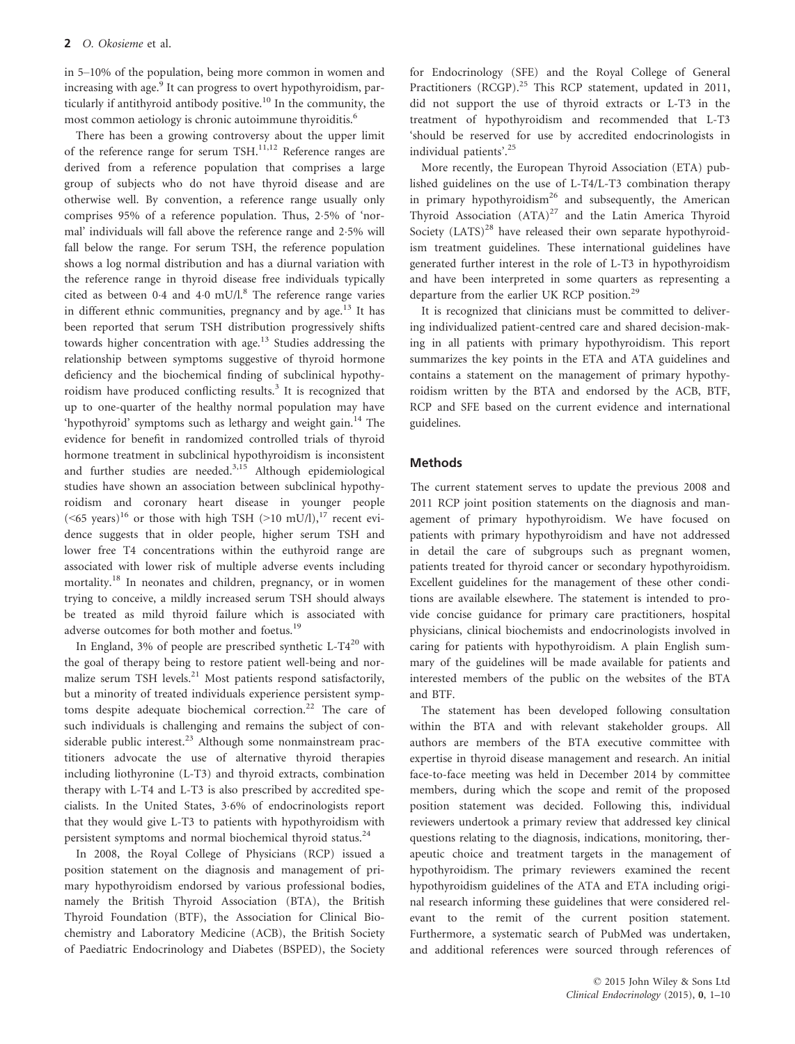in 5–10% of the population, being more common in women and increasing with age.[9] It can progress to overt hypothyroidism, particularly if antithyroid antibody positive.[10] In the community, the most common aetiology is chronic autoimmune thyroiditis.[6]

There has been a growing controversy about the upper limit of the reference range for serum TSH.[11,12] Reference ranges are derived from a reference population that comprises a large group of subjects who do not have thyroid disease and are otherwise well. By convention, a reference range usually only comprises 95% of a reference population. Thus, 2·5% of 'normal' individuals will fall above the reference range and 2·5% will fall below the range. For serum TSH, the reference population shows a log normal distribution and has a diurnal variation with the reference range in thyroid disease free individuals typically cited as between 0·4 and 4·0 mU/l.[8] The reference range varies in different ethnic communities, pregnancy and by age.[13] It has been reported that serum TSH distribution progressively shifts towards higher concentration with age.[13] Studies addressing the relationship between symptoms suggestive of thyroid hormone deficiency and the biochemical finding of subclinical hypothyroidism have produced conflicting results.[3] It is recognized that up to one-quarter of the healthy normal population may have 'hypothyroid' symptoms such as lethargy and weight gain.[14] The evidence for benefit in randomized controlled trials of thyroid hormone treatment in subclinical hypothyroidism is inconsistent and further studies are needed.[3,15] Although epidemiological studies have shown an association between subclinical hypothyroidism and coronary heart disease in younger people (<65 years)[16] or those with high TSH (>10 mU/l),[17] recent evidence suggests that in older people, higher serum TSH and lower free T4 concentrations within the euthyroid range are associated with lower risk of multiple adverse events including mortality.[18] In neonates and children, pregnancy, or in women trying to conceive, a mildly increased serum TSH should always be treated as mild thyroid failure which is associated with adverse outcomes for both mother and foetus.[19]

In England, 3% of people are prescribed synthetic L-T4[20] with the goal of therapy being to restore patient well-being and normalize serum TSH levels.[21] Most patients respond satisfactorily, but a minority of treated individuals experience persistent symptoms despite adequate biochemical correction.[22] The care of such individuals is challenging and remains the subject of considerable public interest.[23] Although some nonmainstream practitioners advocate the use of alternative thyroid therapies including liothyronine (L-T3) and thyroid extracts, combination therapy with L-T4 and L-T3 is also prescribed by accredited specialists. In the United States, 3·6% of endocrinologists report that they would give L-T3 to patients with hypothyroidism with persistent symptoms and normal biochemical thyroid status.[24]

In 2008, the Royal College of Physicians (RCP) issued a position statement on the diagnosis and management of primary hypothyroidism endorsed by various professional bodies, namely the British Thyroid Association (BTA), the British Thyroid Foundation (BTF), the Association for Clinical Biochemistry and Laboratory Medicine (ACB), the British Society of Paediatric Endocrinology and Diabetes (BSPED), the Society for Endocrinology (SFE) and the Royal College of General Practitioners (RCGP).[25] This RCP statement, updated in 2011, did not support the use of thyroid extracts or L-T3 in the treatment of hypothyroidism and recommended that L-T3 'should be reserved for use by accredited endocrinologists in individual patients'.[25]

More recently, the European Thyroid Association (ETA) published guidelines on the use of L-T4/L-T3 combination therapy in primary hypothyroidism[26] and subsequently, the American Thyroid Association (ATA)[27] and the Latin America Thyroid Society (LATS)[28] have released their own separate hypothyroidism treatment guidelines. These international guidelines have generated further interest in the role of L-T3 in hypothyroidism and have been interpreted in some quarters as representing a departure from the earlier UK RCP position.[29]

It is recognized that clinicians must be committed to delivering individualized patient-centred care and shared decision-making in all patients with primary hypothyroidism. This report summarizes the key points in the ETA and ATA guidelines and contains a statement on the management of primary hypothyroidism written by the BTA and endorsed by the ACB, BTF, RCP and SFE based on the current evidence and international guidelines.

## Methods

The current statement serves to update the previous 2008 and 2011 RCP joint position statements on the diagnosis and management of primary hypothyroidism. We have focused on patients with primary hypothyroidism and have not addressed in detail the care of subgroups such as pregnant women, patients treated for thyroid cancer or secondary hypothyroidism. Excellent guidelines for the management of these other conditions are available elsewhere. The statement is intended to provide concise guidance for primary care practitioners, hospital physicians, clinical biochemists and endocrinologists involved in caring for patients with hypothyroidism. A plain English summary of the guidelines will be made available for patients and interested members of the public on the websites of the BTA and BTF.

The statement has been developed following consultation within the BTA and with relevant stakeholder groups. All authors are members of the BTA executive committee with expertise in thyroid disease management and research. An initial face-to-face meeting was held in December 2014 by committee members, during which the scope and remit of the proposed position statement was decided. Following this, individual reviewers undertook a primary review that addressed key clinical questions relating to the diagnosis, indications, monitoring, therapeutic choice and treatment targets in the management of hypothyroidism. The primary reviewers examined the recent hypothyroidism guidelines of the ATA and ETA including original research informing these guidelines that were considered relevant to the remit of the current position statement. Furthermore, a systematic search of PubMed was undertaken, and additional references were sourced through references of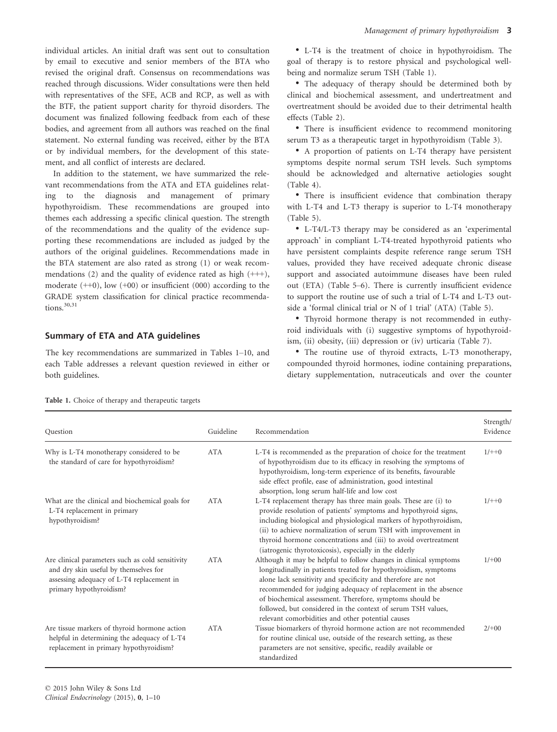individual articles. An initial draft was sent out to consultation by email to executive and senior members of the BTA who revised the original draft. Consensus on recommendations was reached through discussions. Wider consultations were then held with representatives of the SFE, ACB and RCP, as well as with the BTF, the patient support charity for thyroid disorders. The document was finalized following feedback from each of these bodies, and agreement from all authors was reached on the final statement. No external funding was received, either by the BTA or by individual members, for the development of this statement, and all conflict of interests are declared.

In addition to the statement, we have summarized the relevant recommendations from the ATA and ETA guidelines relating to the diagnosis and management of primary hypothyroidism. These recommendations are grouped into themes each addressing a specific clinical question. The strength of the recommendations and the quality of the evidence supporting these recommendations are included as judged by the authors of the original guidelines. Recommendations made in the BTA statement are also rated as strong (1) or weak recommendations (2) and the quality of evidence rated as high (+++), moderate (++0), low (+00) or insufficient (000) according to the GRADE system classification for clinical practice recommendations.[30,31]

## Summary of ETA and ATA guidelines

The key recommendations are summarized in Tables 1–10, and each Table addresses a relevant question reviewed in either or both guidelines.

- L-T4 is the treatment of choice in hypothyroidism. The goal of therapy is to restore physical and psychological well-being and normalize serum TSH (Table 1).
- The adequacy of therapy should be determined both by clinical and biochemical assessment, and undertreatment and overtreatment should be avoided due to their detrimental health effects (Table 2).
- There is insufficient evidence to recommend monitoring serum T3 as a therapeutic target in hypothyroidism (Table 3).
- A proportion of patients on L-T4 therapy have persistent symptoms despite normal serum TSH levels. Such symptoms should be acknowledged and alternative aetiologies sought (Table 4).
- There is insufficient evidence that combination therapy with L-T4 and L-T3 therapy is superior to L-T4 monotherapy (Table 5).
- L-T4/L-T3 therapy may be considered as an 'experimental approach' in compliant L-T4-treated hypothyroid patients who have persistent complaints despite reference range serum TSH values, provided they have received adequate chronic disease support and associated autoimmune diseases have been ruled out (ETA) (Table 5–6). There is currently insufficient evidence to support the routine use of such a trial of L-T4 and L-T3 outside a 'formal clinical trial or N of 1 trial' (ATA) (Table 5).
- Thyroid hormone therapy is not recommended in euthyroid individuals with (i) suggestive symptoms of hypothyroidism, (ii) obesity, (iii) depression or (iv) urticaria (Table 7).
- The routine use of thyroid extracts, L-T3 monotherapy, compounded thyroid hormones, iodine containing preparations, dietary supplementation, nutraceuticals and over the counter

**Table 1.** Choice of therapy and therapeutic targets

| Question | Guideline | Recommendation | Strength/ Evidence |
|---|---|---|---|
| Why is L-T4 monotherapy considered to be the standard of care for hypothyroidism? | ATA | L-T4 is recommended as the preparation of choice for the treatment of hypothyroidism due to its efficacy in resolving the symptoms of hypothyroidism, long-term experience of its benefits, favourable side effect profile, ease of administration, good intestinal absorption, long serum half-life and low cost | 1/++0 |
| What are the clinical and biochemical goals for L-T4 replacement in primary hypothyroidism? | ATA | L-T4 replacement therapy has three main goals. These are (i) to provide resolution of patients' symptoms and hypothyroid signs, including biological and physiological markers of hypothyroidism, (ii) to achieve normalization of serum TSH with improvement in thyroid hormone concentrations and (iii) to avoid overtreatment (iatrogenic thyrotoxicosis), especially in the elderly | 1/++0 |
| Are clinical parameters such as cold sensitivity and dry skin useful by themselves for assessing adequacy of L-T4 replacement in primary hypothyroidism? | ATA | Although it may be helpful to follow changes in clinical symptoms longitudinally in patients treated for hypothyroidism, symptoms alone lack sensitivity and specificity and therefore are not recommended for judging adequacy of replacement in the absence of biochemical assessment. Therefore, symptoms should be followed, but considered in the context of serum TSH values, relevant comorbidities and other potential causes | 1/+00 |
| Are tissue markers of thyroid hormone action helpful in determining the adequacy of L-T4 replacement in primary hypothyroidism? | ATA | Tissue biomarkers of thyroid hormone action are not recommended for routine clinical use, outside of the research setting, as these parameters are not sensitive, specific, readily available or standardized | 2/+00 |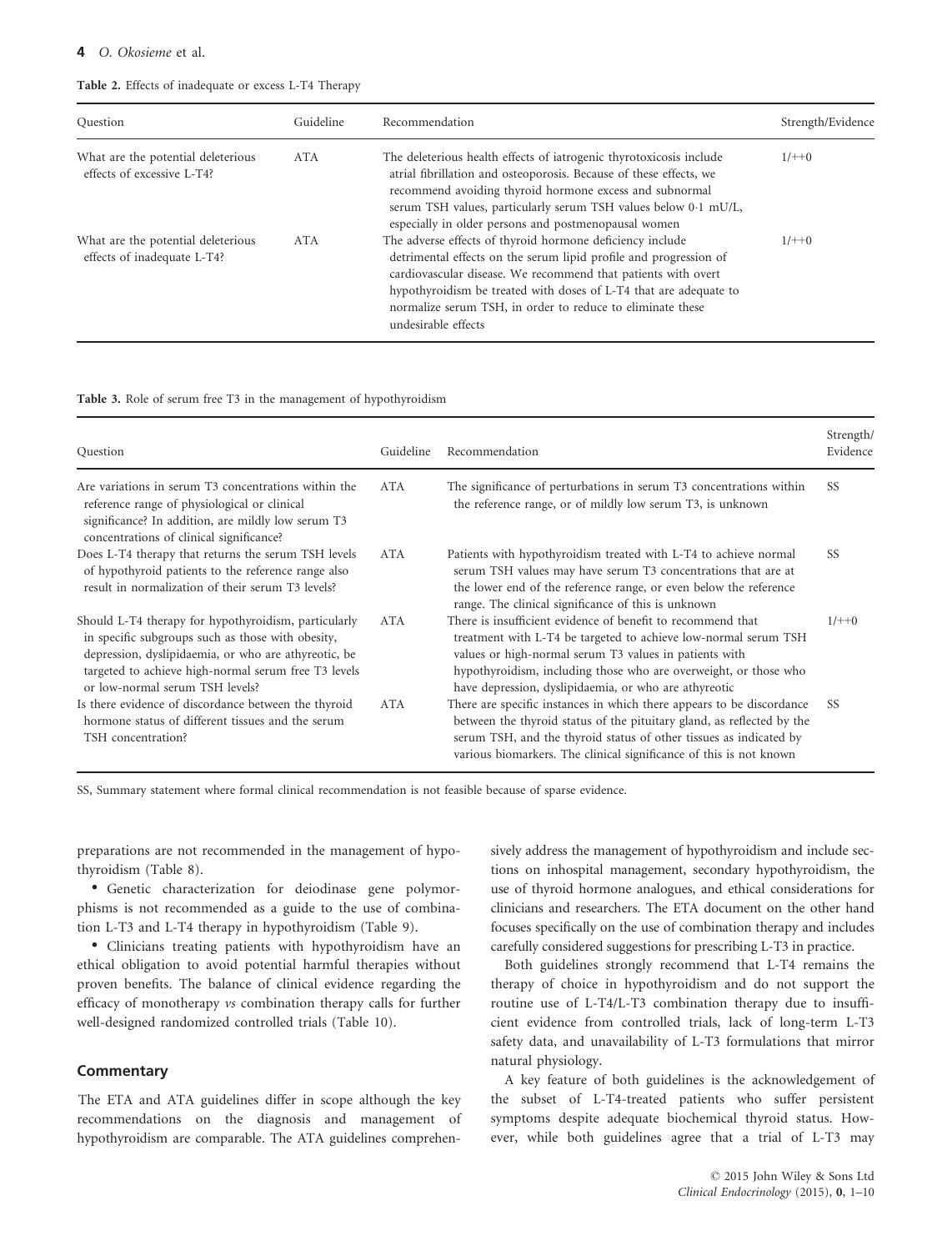Table 2. Effects of inadequate or excess L-T4 Therapy

| Question | Guideline | Recommendation | Strength/Evidence |
|---|---|---|---|
| What are the potential deleterious effects of excessive L-T4? | ATA | The deleterious health effects of iatrogenic thyrotoxicosis include atrial fibrillation and osteoporosis. Because of these effects, we recommend avoiding thyroid hormone excess and subnormal serum TSH values, particularly serum TSH values below 0·1 mU/L, especially in older persons and postmenopausal women | 1/++0 |
| What are the potential deleterious effects of inadequate L-T4? | ATA | The adverse effects of thyroid hormone deficiency include detrimental effects on the serum lipid profile and progression of cardiovascular disease. We recommend that patients with overt hypothyroidism be treated with doses of L-T4 that are adequate to normalize serum TSH, in order to reduce to eliminate these undesirable effects | 1/++0 |

Table 3. Role of serum free T3 in the management of hypothyroidism

| Question | Guideline | Recommendation | Strength/ Evidence |
|---|---|---|---|
| Are variations in serum T3 concentrations within the reference range of physiological or clinical significance? In addition, are mildly low serum T3 concentrations of clinical significance? | ATA | The significance of perturbations in serum T3 concentrations within the reference range, or of mildly low serum T3, is unknown | SS |
| Does L-T4 therapy that returns the serum TSH levels of hypothyroid patients to the reference range also result in normalization of their serum T3 levels? | ATA | Patients with hypothyroidism treated with L-T4 to achieve normal serum TSH values may have serum T3 concentrations that are at the lower end of the reference range, or even below the reference range. The clinical significance of this is unknown | SS |
| Should L-T4 therapy for hypothyroidism, particularly in specific subgroups such as those with obesity, depression, dyslipidaemia, or who are athyreotic, be targeted to achieve high-normal serum free T3 levels or low-normal serum TSH levels? | ATA | There is insufficient evidence of benefit to recommend that treatment with L-T4 be targeted to achieve low-normal serum TSH values or high-normal serum T3 values in patients with hypothyroidism, including those who are overweight, or those who have depression, dyslipidaemia, or who are athyreotic | 1/++0 |
| Is there evidence of discordance between the thyroid hormone status of different tissues and the serum TSH concentration? | ATA | There are specific instances in which there appears to be discordance between the thyroid status of the pituitary gland, as reflected by the serum TSH, and the thyroid status of other tissues as indicated by various biomarkers. The clinical significance of this is not known | SS |

SS, Summary statement where formal clinical recommendation is not feasible because of sparse evidence.

preparations are not recommended in the management of hypothyroidism (Table 8).

- Genetic characterization for deiodinase gene polymorphisms is not recommended as a guide to the use of combination L-T3 and L-T4 therapy in hypothyroidism (Table 9).
- Clinicians treating patients with hypothyroidism have an ethical obligation to avoid potential harmful therapies without proven benefits. The balance of clinical evidence regarding the efficacy of monotherapy *vs* combination therapy calls for further well-designed randomized controlled trials (Table 10).

## Commentary

The ETA and ATA guidelines differ in scope although the key recommendations on the diagnosis and management of hypothyroidism are comparable. The ATA guidelines comprehensively address the management of hypothyroidism and include sections on inhospital management, secondary hypothyroidism, the use of thyroid hormone analogues, and ethical considerations for clinicians and researchers. The ETA document on the other hand focuses specifically on the use of combination therapy and includes carefully considered suggestions for prescribing L-T3 in practice.

Both guidelines strongly recommend that L-T4 remains the therapy of choice in hypothyroidism and do not support the routine use of L-T4/L-T3 combination therapy due to insufficient evidence from controlled trials, lack of long-term L-T3 safety data, and unavailability of L-T3 formulations that mirror natural physiology.

A key feature of both guidelines is the acknowledgement of the subset of L-T4-treated patients who suffer persistent symptoms despite adequate biochemical thyroid status. However, while both guidelines agree that a trial of L-T3 may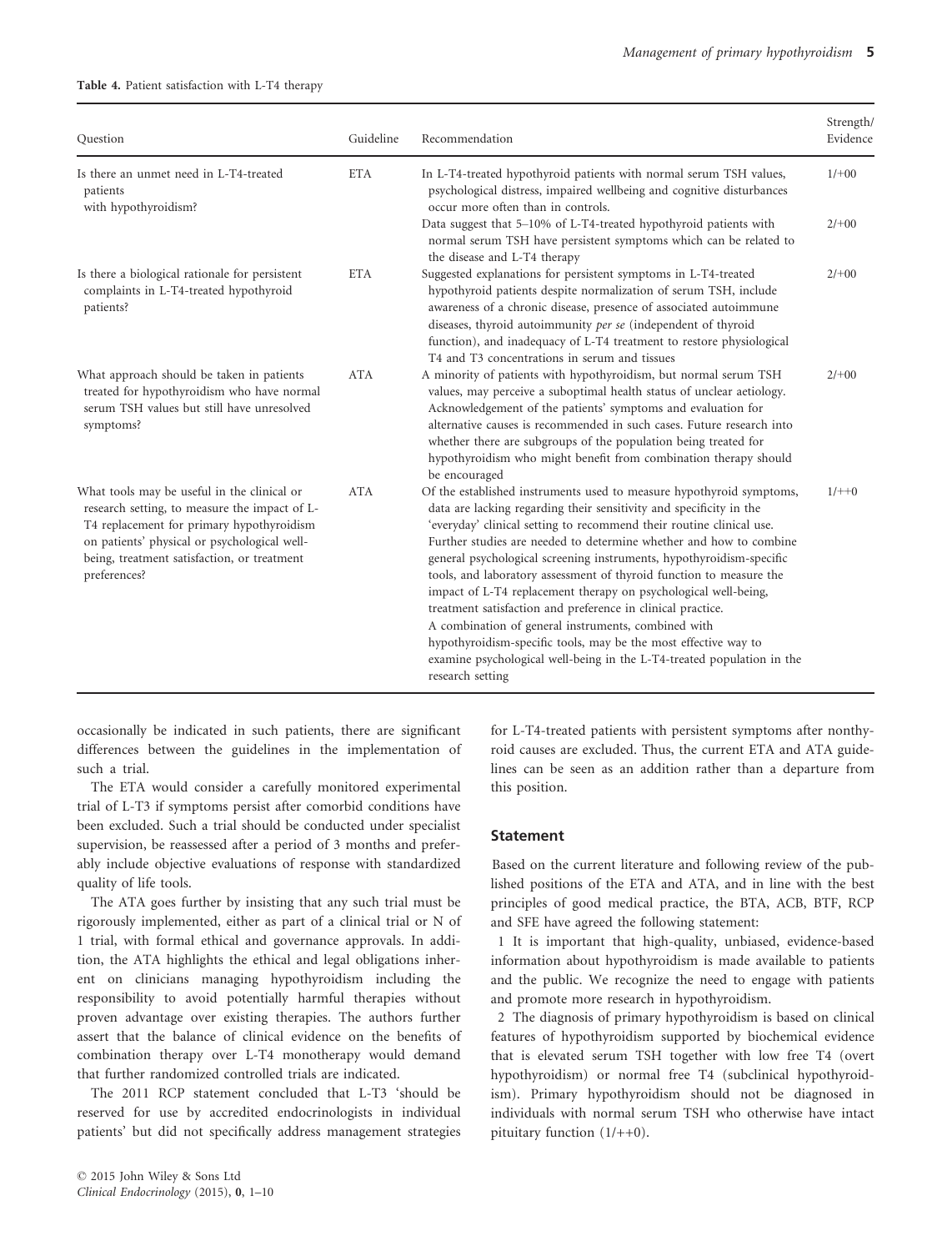Table 4. Patient satisfaction with L-T4 therapy

| Question | Guideline | Recommendation | Strength/ Evidence |
|---|---|---|---|
| Is there an unmet need in L-T4-treated patients with hypothyroidism? | ETA | In L-T4-treated hypothyroid patients with normal serum TSH values, psychological distress, impaired wellbeing and cognitive disturbances occur more often than in controls. | 1/+00 |
| | | Data suggest that 5–10% of L-T4-treated hypothyroid patients with normal serum TSH have persistent symptoms which can be related to the disease and L-T4 therapy | 2/+00 |
| Is there a biological rationale for persistent complaints in L-T4-treated hypothyroid patients? | ETA | Suggested explanations for persistent symptoms in L-T4-treated hypothyroid patients despite normalization of serum TSH, include awareness of a chronic disease, presence of associated autoimmune diseases, thyroid autoimmunity *per se* (independent of thyroid function), and inadequacy of L-T4 treatment to restore physiological T4 and T3 concentrations in serum and tissues | 2/+00 |
| What approach should be taken in patients treated for hypothyroidism who have normal serum TSH values but still have unresolved symptoms? | ATA | A minority of patients with hypothyroidism, but normal serum TSH values, may perceive a suboptimal health status of unclear aetiology. Acknowledgement of the patients' symptoms and evaluation for alternative causes is recommended in such cases. Future research into whether there are subgroups of the population being treated for hypothyroidism who might benefit from combination therapy should be encouraged | 2/+00 |
| What tools may be useful in the clinical or research setting, to measure the impact of L-T4 replacement for primary hypothyroidism on patients' physical or psychological well-being, treatment satisfaction, or treatment preferences? | ATA | Of the established instruments used to measure hypothyroid symptoms, data are lacking regarding their sensitivity and specificity in the 'everyday' clinical setting to recommend their routine clinical use. Further studies are needed to determine whether and how to combine general psychological screening instruments, hypothyroidism-specific tools, and laboratory assessment of thyroid function to measure the impact of L-T4 replacement therapy on psychological well-being, treatment satisfaction and preference in clinical practice. A combination of general instruments, combined with hypothyroidism-specific tools, may be the most effective way to examine psychological well-being in the L-T4-treated population in the research setting | 1/++0 |

occasionally be indicated in such patients, there are significant differences between the guidelines in the implementation of such a trial.

The ETA would consider a carefully monitored experimental trial of L-T3 if symptoms persist after comorbid conditions have been excluded. Such a trial should be conducted under specialist supervision, be reassessed after a period of 3 months and preferably include objective evaluations of response with standardized quality of life tools.

The ATA goes further by insisting that any such trial must be rigorously implemented, either as part of a clinical trial or N of 1 trial, with formal ethical and governance approvals. In addition, the ATA highlights the ethical and legal obligations inherent on clinicians managing hypothyroidism including the responsibility to avoid potentially harmful therapies without proven advantage over existing therapies. The authors further assert that the balance of clinical evidence on the benefits of combination therapy over L-T4 monotherapy would demand that further randomized controlled trials are indicated.

The 2011 RCP statement concluded that L-T3 'should be reserved for use by accredited endocrinologists in individual patients' but did not specifically address management strategies for L-T4-treated patients with persistent symptoms after nonthyroid causes are excluded. Thus, the current ETA and ATA guidelines can be seen as an addition rather than a departure from this position.

## Statement

Based on the current literature and following review of the published positions of the ETA and ATA, and in line with the best principles of good medical practice, the BTA, ACB, BTF, RCP and SFE have agreed the following statement:

1 It is important that high-quality, unbiased, evidence-based information about hypothyroidism is made available to patients and the public. We recognize the need to engage with patients and promote more research in hypothyroidism.

2 The diagnosis of primary hypothyroidism is based on clinical features of hypothyroidism supported by biochemical evidence that is elevated serum TSH together with low free T4 (overt hypothyroidism) or normal free T4 (subclinical hypothyroidism). Primary hypothyroidism should not be diagnosed in individuals with normal serum TSH who otherwise have intact pituitary function (1/++0).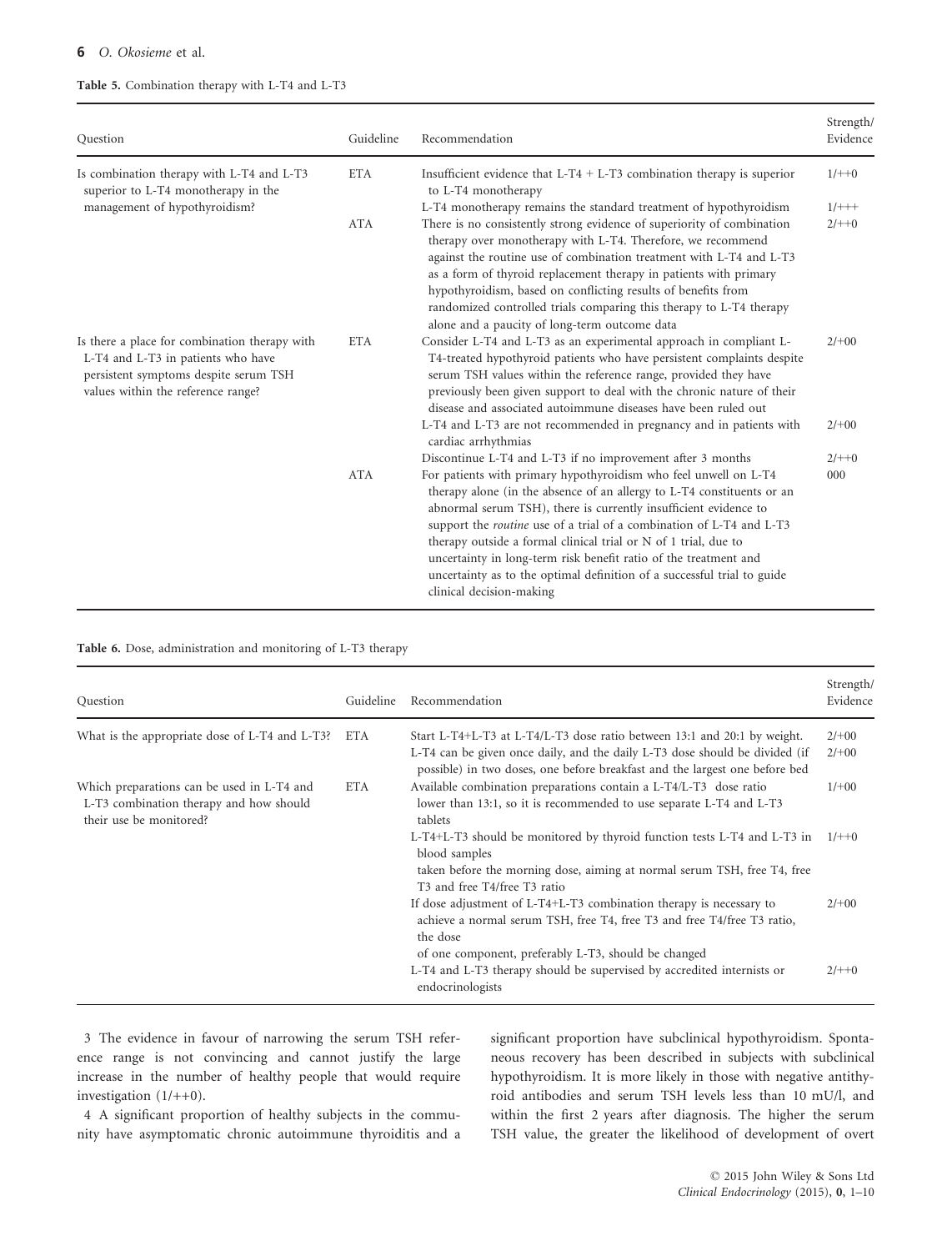**Table 5.** Combination therapy with L-T4 and L-T3

| Question | Guideline | Recommendation | Strength/ Evidence |
|---|---|---|---|
| Is combination therapy with L-T4 and L-T3 superior to L-T4 monotherapy in the management of hypothyroidism? | ETA | Insufficient evidence that L-T4 + L-T3 combination therapy is superior to L-T4 monotherapy | 1/++0 |
| | | L-T4 monotherapy remains the standard treatment of hypothyroidism | 1/+++ |
| | ATA | There is no consistently strong evidence of superiority of combination therapy over monotherapy with L-T4. Therefore, we recommend against the routine use of combination treatment with L-T4 and L-T3 as a form of thyroid replacement therapy in patients with primary hypothyroidism, based on conflicting results of benefits from randomized controlled trials comparing this therapy to L-T4 therapy alone and a paucity of long-term outcome data | 2/++0 |
| Is there a place for combination therapy with L-T4 and L-T3 in patients who have persistent symptoms despite serum TSH values within the reference range? | ETA | Consider L-T4 and L-T3 as an experimental approach in compliant L-T4-treated hypothyroid patients who have persistent complaints despite serum TSH values within the reference range, provided they have previously been given support to deal with the chronic nature of their disease and associated autoimmune diseases have been ruled out | 2/+00 |
| | | L-T4 and L-T3 are not recommended in pregnancy and in patients with cardiac arrhythmias | 2/+00 |
| | | Discontinue L-T4 and L-T3 if no improvement after 3 months | 2/++0 |
| | ATA | For patients with primary hypothyroidism who feel unwell on L-T4 therapy alone (in the absence of an allergy to L-T4 constituents or an abnormal serum TSH), there is currently insufficient evidence to support the *routine* use of a trial of a combination of L-T4 and L-T3 therapy outside a formal clinical trial or N of 1 trial, due to uncertainty in long-term risk benefit ratio of the treatment and uncertainty as to the optimal definition of a successful trial to guide clinical decision-making | 000 |

**Table 6.** Dose, administration and monitoring of L-T3 therapy

| Question | Guideline | Recommendation | Strength/ Evidence |
|---|---|---|---|
| What is the appropriate dose of L-T4 and L-T3? | ETA | Start L-T4+L-T3 at L-T4/L-T3 dose ratio between 13:1 and 20:1 by weight. | 2/+00 |
| | | L-T4 can be given once daily, and the daily L-T3 dose should be divided (if possible) in two doses, one before breakfast and the largest one before bed | 2/+00 |
| Which preparations can be used in L-T4 and L-T3 combination therapy and how should their use be monitored? | ETA | Available combination preparations contain a L-T4/L-T3 dose ratio lower than 13:1, so it is recommended to use separate L-T4 and L-T3 tablets | 1/+00 |
| | | L-T4+L-T3 should be monitored by thyroid function tests L-T4 and L-T3 in blood samples taken before the morning dose, aiming at normal serum TSH, free T4, free T3 and free T4/free T3 ratio | 1/++0 |
| | | If dose adjustment of L-T4+L-T3 combination therapy is necessary to achieve a normal serum TSH, free T4, free T3 and free T4/free T3 ratio, the dose of one component, preferably L-T3, should be changed | 2/+00 |
| | | L-T4 and L-T3 therapy should be supervised by accredited internists or endocrinologists | 2/++0 |

3 The evidence in favour of narrowing the serum TSH reference range is not convincing and cannot justify the large increase in the number of healthy people that would require investigation (1/++0).

4 A significant proportion of healthy subjects in the community have asymptomatic chronic autoimmune thyroiditis and a significant proportion have subclinical hypothyroidism. Spontaneous recovery has been described in subjects with subclinical hypothyroidism. It is more likely in those with negative antithyroid antibodies and serum TSH levels less than 10 mU/l, and within the first 2 years after diagnosis. The higher the serum TSH value, the greater the likelihood of development of overt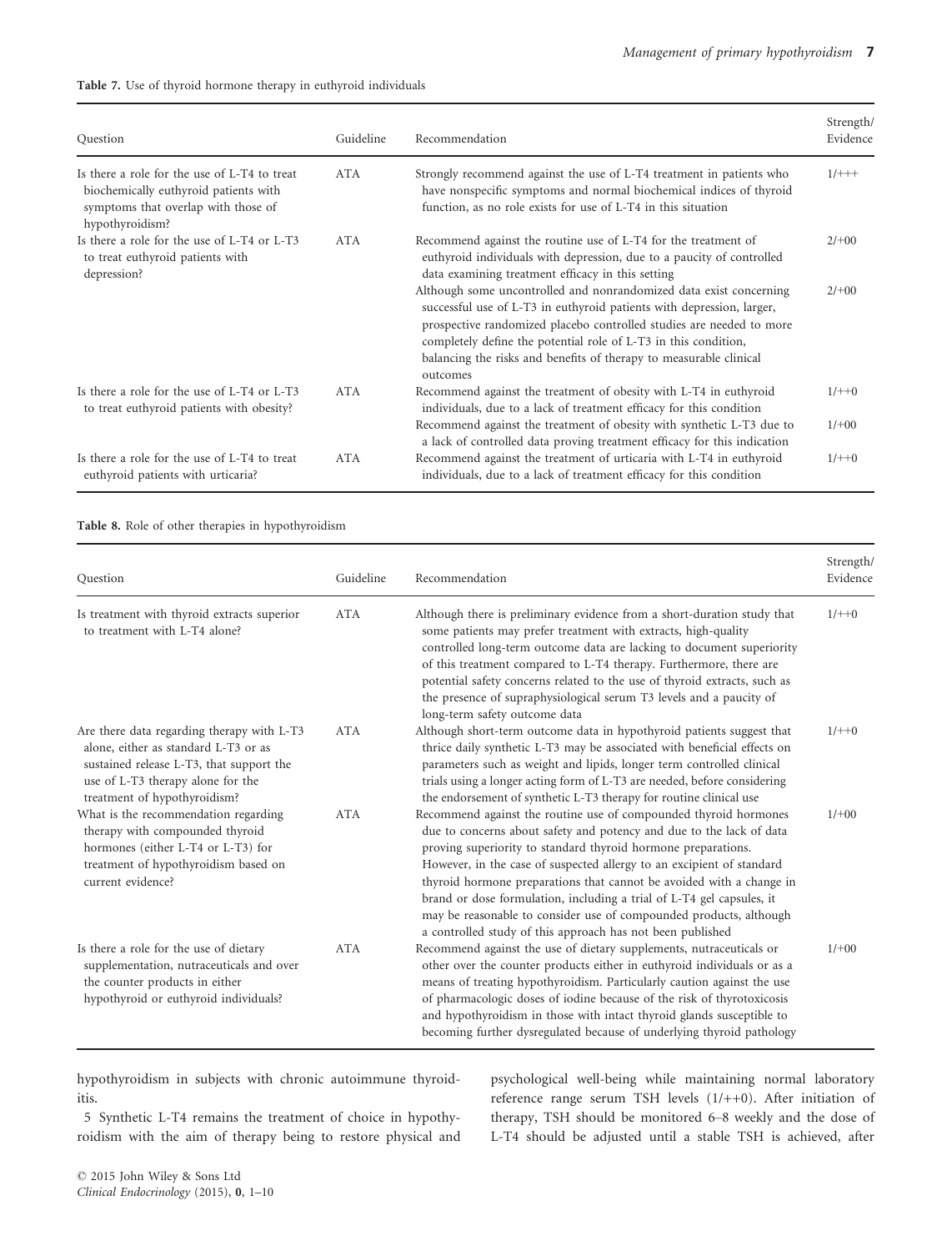**Table 7.** Use of thyroid hormone therapy in euthyroid individuals

| Question | Guideline | Recommendation | Strength/ Evidence |
|---|---|---|---|
| Is there a role for the use of L-T4 to treat biochemically euthyroid patients with symptoms that overlap with those of hypothyroidism? | ATA | Strongly recommend against the use of L-T4 treatment in patients who have nonspecific symptoms and normal biochemical indices of thyroid function, as no role exists for use of L-T4 in this situation | 1/+++ |
| Is there a role for the use of L-T4 or L-T3 to treat euthyroid patients with depression? | ATA | Recommend against the routine use of L-T4 for the treatment of euthyroid individuals with depression, due to a paucity of controlled data examining treatment efficacy in this setting | 2/+00 |
| | | Although some uncontrolled and nonrandomized data exist concerning successful use of L-T3 in euthyroid patients with depression, larger, prospective randomized placebo controlled studies are needed to more completely define the potential role of L-T3 in this condition, balancing the risks and benefits of therapy to measurable clinical outcomes | 2/+00 |
| Is there a role for the use of L-T4 or L-T3 to treat euthyroid patients with obesity? | ATA | Recommend against the treatment of obesity with L-T4 in euthyroid individuals, due to a lack of treatment efficacy for this condition | 1/++0 |
| | | Recommend against the treatment of obesity with synthetic L-T3 due to a lack of controlled data proving treatment efficacy for this indication | 1/+00 |
| Is there a role for the use of L-T4 to treat euthyroid patients with urticaria? | ATA | Recommend against the treatment of urticaria with L-T4 in euthyroid individuals, due to a lack of treatment efficacy for this condition | 1/++0 |

**Table 8.** Role of other therapies in hypothyroidism

| Question | Guideline | Recommendation | Strength/ Evidence |
|---|---|---|---|
| Is treatment with thyroid extracts superior to treatment with L-T4 alone? | ATA | Although there is preliminary evidence from a short-duration study that some patients may prefer treatment with extracts, high-quality controlled long-term outcome data are lacking to document superiority of this treatment compared to L-T4 therapy. Furthermore, there are potential safety concerns related to the use of thyroid extracts, such as the presence of supraphysiological serum T3 levels and a paucity of long-term safety outcome data | 1/++0 |
| Are there data regarding therapy with L-T3 alone, either as standard L-T3 or as sustained release L-T3, that support the use of L-T3 therapy alone for the treatment of hypothyroidism? | ATA | Although short-term outcome data in hypothyroid patients suggest that thrice daily synthetic L-T3 may be associated with beneficial effects on parameters such as weight and lipids, longer term controlled clinical trials using a longer acting form of L-T3 are needed, before considering the endorsement of synthetic L-T3 therapy for routine clinical use | 1/++0 |
| What is the recommendation regarding therapy with compounded thyroid hormones (either L-T4 or L-T3) for treatment of hypothyroidism based on current evidence? | ATA | Recommend against the routine use of compounded thyroid hormones due to concerns about safety and potency and due to the lack of data proving superiority to standard thyroid hormone preparations. However, in the case of suspected allergy to an excipient of standard thyroid hormone preparations that cannot be avoided with a change in brand or dose formulation, including a trial of L-T4 gel capsules, it may be reasonable to consider use of compounded products, although a controlled study of this approach has not been published | 1/+00 |
| Is there a role for the use of dietary supplementation, nutraceuticals and over the counter products in either hypothyroid or euthyroid individuals? | ATA | Recommend against the use of dietary supplements, nutraceuticals or other over the counter products either in euthyroid individuals or as a means of treating hypothyroidism. Particularly caution against the use of pharmacologic doses of iodine because of the risk of thyrotoxicosis and hypothyroidism in those with intact thyroid glands susceptible to becoming further dysregulated because of underlying thyroid pathology | 1/+00 |

hypothyroidism in subjects with chronic autoimmune thyroiditis.

5 Synthetic L-T4 remains the treatment of choice in hypothyroidism with the aim of therapy being to restore physical and psychological well-being while maintaining normal laboratory reference range serum TSH levels (1/++0). After initiation of therapy, TSH should be monitored 6–8 weekly and the dose of L-T4 should be adjusted until a stable TSH is achieved, after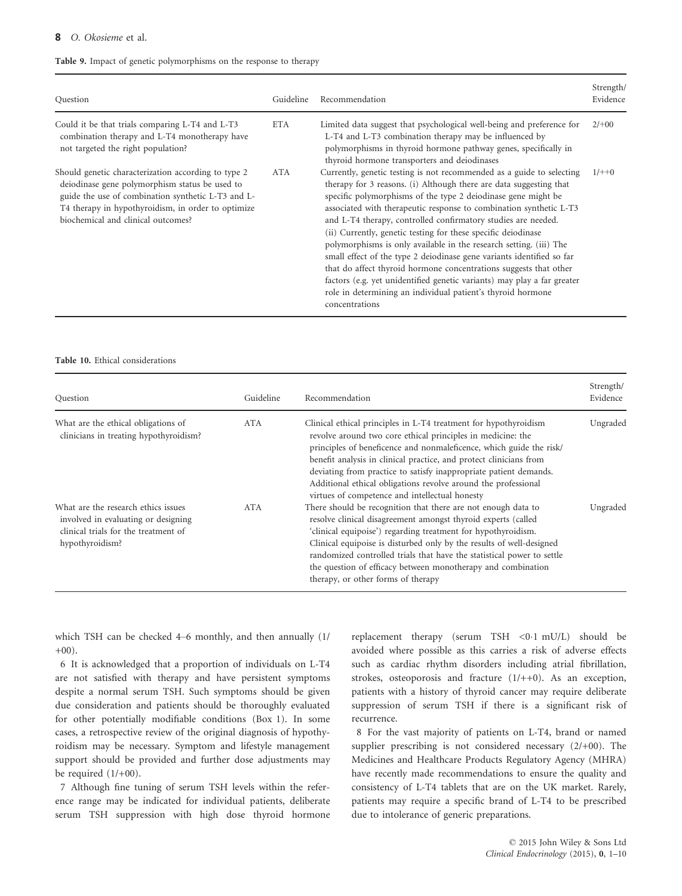Table 9. Impact of genetic polymorphisms on the response to therapy

| Question | Guideline | Recommendation | Strength/ Evidence |
|---|---|---|---|
| Could it be that trials comparing L-T4 and L-T3 combination therapy and L-T4 monotherapy have not targeted the right population? | ETA | Limited data suggest that psychological well-being and preference for L-T4 and L-T3 combination therapy may be influenced by polymorphisms in thyroid hormone pathway genes, specifically in thyroid hormone transporters and deiodinases | 2/+00 |
| Should genetic characterization according to type 2 deiodinase gene polymorphism status be used to guide the use of combination synthetic L-T3 and L-T4 therapy in hypothyroidism, in order to optimize biochemical and clinical outcomes? | ATA | Currently, genetic testing is not recommended as a guide to selecting therapy for 3 reasons. (i) Although there are data suggesting that specific polymorphisms of the type 2 deiodinase gene might be associated with therapeutic response to combination synthetic L-T3 and L-T4 therapy, controlled confirmatory studies are needed. (ii) Currently, genetic testing for these specific deiodinase polymorphisms is only available in the research setting. (iii) The small effect of the type 2 deiodinase gene variants identified so far that do affect thyroid hormone concentrations suggests that other factors (e.g. yet unidentified genetic variants) may play a far greater role in determining an individual patient's thyroid hormone concentrations | 1/++0 |

Table 10. Ethical considerations

| Question | Guideline | Recommendation | Strength/ Evidence |
|---|---|---|---|
| What are the ethical obligations of clinicians in treating hypothyroidism? | ATA | Clinical ethical principles in L-T4 treatment for hypothyroidism revolve around two core ethical principles in medicine: the principles of beneficence and nonmaleficence, which guide the risk/benefit analysis in clinical practice, and protect clinicians from deviating from practice to satisfy inappropriate patient demands. Additional ethical obligations revolve around the professional virtues of competence and intellectual honesty | Ungraded |
| What are the research ethics issues involved in evaluating or designing clinical trials for the treatment of hypothyroidism? | ATA | There should be recognition that there are not enough data to resolve clinical disagreement amongst thyroid experts (called 'clinical equipoise') regarding treatment for hypothyroidism. Clinical equipoise is disturbed only by the results of well-designed randomized controlled trials that have the statistical power to settle the question of efficacy between monotherapy and combination therapy, or other forms of therapy | Ungraded |

which TSH can be checked 4–6 monthly, and then annually (1/+00).

6 It is acknowledged that a proportion of individuals on L-T4 are not satisfied with therapy and have persistent symptoms despite a normal serum TSH. Such symptoms should be given due consideration and patients should be thoroughly evaluated for other potentially modifiable conditions (Box 1). In some cases, a retrospective review of the original diagnosis of hypothyroidism may be necessary. Symptom and lifestyle management support should be provided and further dose adjustments may be required (1/+00).

7 Although fine tuning of serum TSH levels within the reference range may be indicated for individual patients, deliberate serum TSH suppression with high dose thyroid hormone replacement therapy (serum TSH <0·1 mU/L) should be avoided where possible as this carries a risk of adverse effects such as cardiac rhythm disorders including atrial fibrillation, strokes, osteoporosis and fracture (1/++0). As an exception, patients with a history of thyroid cancer may require deliberate suppression of serum TSH if there is a significant risk of recurrence.

8 For the vast majority of patients on L-T4, brand or named supplier prescribing is not considered necessary (2/+00). The Medicines and Healthcare Products Regulatory Agency (MHRA) have recently made recommendations to ensure the quality and consistency of L-T4 tablets that are on the UK market. Rarely, patients may require a specific brand of L-T4 to be prescribed due to intolerance of generic preparations.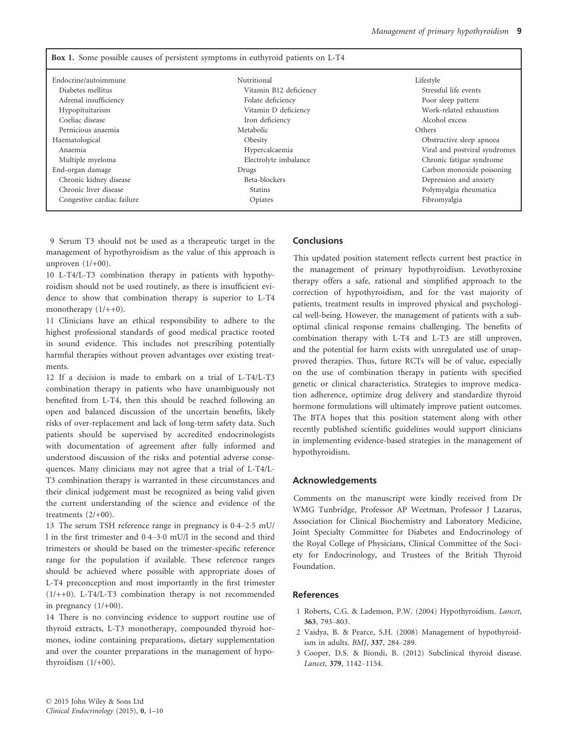**Box 1.** Some possible causes of persistent symptoms in euthyroid patients on L-T4

| | | |
|---|---|---|
| Endocrine/autoimmune | Nutritional | Lifestyle |
| Diabetes mellitus | Vitamin B12 deficiency | Stressful life events |
| Adrenal insufficiency | Folate deficiency | Poor sleep pattern |
| Hypopituitarism | Vitamin D deficiency | Work-related exhaustion |
| Coeliac disease | Iron deficiency | Alcohol excess |
| Pernicious anaemia | Metabolic | Others |
| Haematological | Obesity | Obstructive sleep apnoea |
| Anaemia | Hypercalcaemia | Viral and postviral syndromes |
| Multiple myeloma | Electrolyte imbalance | Chronic fatigue syndrome |
| End-organ damage | Drugs | Carbon monoxide poisoning |
| Chronic kidney disease | Beta-blockers | Depression and anxiety |
| Chronic liver disease | Statins | Polymyalgia rheumatica |
| Congestive cardiac failure | Opiates | Fibromyalgia |

9 Serum T3 should not be used as a therapeutic target in the management of hypothyroidism as the value of this approach is unproven (1/+00).

10 L-T4/L-T3 combination therapy in patients with hypothyroidism should not be used routinely, as there is insufficient evidence to show that combination therapy is superior to L-T4 monotherapy (1/++0).

11 Clinicians have an ethical responsibility to adhere to the highest professional standards of good medical practice rooted in sound evidence. This includes not prescribing potentially harmful therapies without proven advantages over existing treatments.

12 If a decision is made to embark on a trial of L-T4/L-T3 combination therapy in patients who have unambiguously not benefited from L-T4, then this should be reached following an open and balanced discussion of the uncertain benefits, likely risks of over-replacement and lack of long-term safety data. Such patients should be supervised by accredited endocrinologists with documentation of agreement after fully informed and understood discussion of the risks and potential adverse consequences. Many clinicians may not agree that a trial of L-T4/L-T3 combination therapy is warranted in these circumstances and their clinical judgement must be recognized as being valid given the current understanding of the science and evidence of the treatments (2/+00).

13 The serum TSH reference range in pregnancy is 0·4–2·5 mU/l in the first trimester and 0·4–3·0 mU/l in the second and third trimesters or should be based on the trimester-specific reference range for the population if available. These reference ranges should be achieved where possible with appropriate doses of L-T4 preconception and most importantly in the first trimester (1/++0). L-T4/L-T3 combination therapy is not recommended in pregnancy (1/+00).

14 There is no convincing evidence to support routine use of thyroid extracts, L-T3 monotherapy, compounded thyroid hormones, iodine containing preparations, dietary supplementation and over the counter preparations in the management of hypothyroidism (1/+00).

## Conclusions

This updated position statement reflects current best practice in the management of primary hypothyroidism. Levothyroxine therapy offers a safe, rational and simplified approach to the correction of hypothyroidism, and for the vast majority of patients, treatment results in improved physical and psychological well-being. However, the management of patients with a suboptimal clinical response remains challenging. The benefits of combination therapy with L-T4 and L-T3 are still unproven, and the potential for harm exists with unregulated use of unapproved therapies. Thus, future RCTs will be of value, especially on the use of combination therapy in patients with specified genetic or clinical characteristics. Strategies to improve medication adherence, optimize drug delivery and standardize thyroid hormone formulations will ultimately improve patient outcomes. The BTA hopes that this position statement along with other recently published scientific guidelines would support clinicians in implementing evidence-based strategies in the management of hypothyroidism.

## Acknowledgements

Comments on the manuscript were kindly received from Dr WMG Tunbridge, Professor AP Weetman, Professor J Lazarus, Association for Clinical Biochemistry and Laboratory Medicine, Joint Specialty Committee for Diabetes and Endocrinology of the Royal College of Physicians, Clinical Committee of the Society for Endocrinology, and Trustees of the British Thyroid Foundation.

## References

1 Roberts, C.G. & Ladenson, P.W. (2004) Hypothyroidism. *Lancet*, **363**, 793–803.

2 Vaidya, B. & Pearce, S.H. (2008) Management of hypothyroidism in adults. *BMJ*, **337**, 284–289.

3 Cooper, D.S. & Biondi, B. (2012) Subclinical thyroid disease. *Lancet*, **379**, 1142–1154.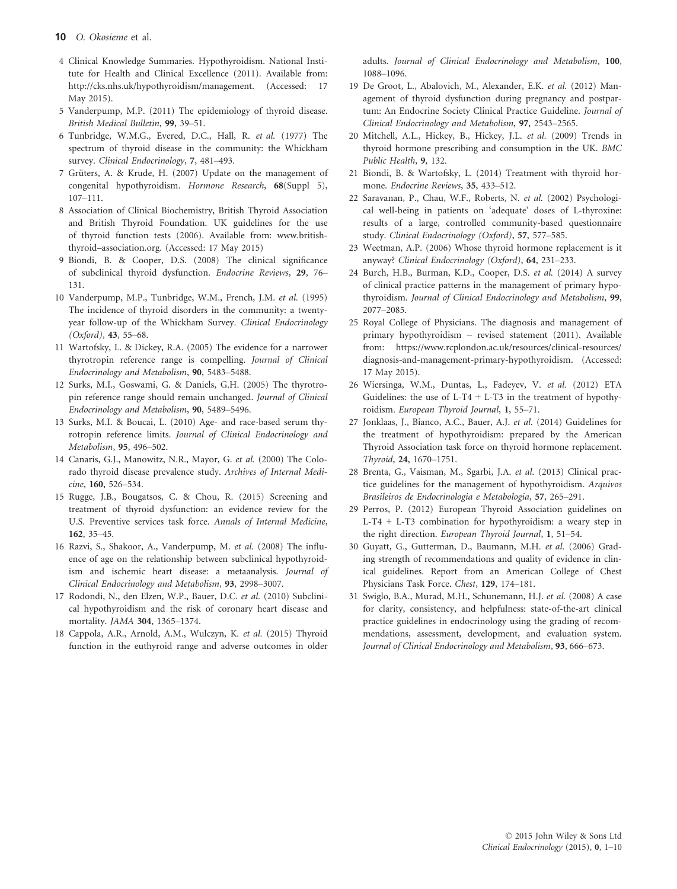4 Clinical Knowledge Summaries. Hypothyroidism. National Institute for Health and Clinical Excellence (2011). Available from: http://cks.nhs.uk/hypothyroidism/management. (Accessed: 17 May 2015).

5 Vanderpump, M.P. (2011) The epidemiology of thyroid disease. *British Medical Bulletin*, **99**, 39–51.

6 Tunbridge, W.M.G., Evered, D.C., Hall, R. *et al.* (1977) The spectrum of thyroid disease in the community: the Whickham survey. *Clinical Endocrinology*, **7**, 481–493.

7 Grüters, A. & Krude, H. (2007) Update on the management of congenital hypothyroidism. *Hormone Research*, **68**(Suppl 5), 107–111.

8 Association of Clinical Biochemistry, British Thyroid Association and British Thyroid Foundation. UK guidelines for the use of thyroid function tests (2006). Available from: www.british-thyroid–association.org. (Accessed: 17 May 2015)

9 Biondi, B. & Cooper, D.S. (2008) The clinical significance of subclinical thyroid dysfunction. *Endocrine Reviews*, **29**, 76–131.

10 Vanderpump, M.P., Tunbridge, W.M., French, J.M. *et al.* (1995) The incidence of thyroid disorders in the community: a twenty-year follow-up of the Whickham Survey. *Clinical Endocrinology (Oxford)*, **43**, 55–68.

11 Wartofsky, L. & Dickey, R.A. (2005) The evidence for a narrower thyrotropin reference range is compelling. *Journal of Clinical Endocrinology and Metabolism*, **90**, 5483–5488.

12 Surks, M.I., Goswami, G. & Daniels, G.H. (2005) The thyrotropin reference range should remain unchanged. *Journal of Clinical Endocrinology and Metabolism*, **90**, 5489–5496.

13 Surks, M.I. & Boucai, L. (2010) Age- and race-based serum thyrotropin reference limits. *Journal of Clinical Endocrinology and Metabolism*, **95**, 496–502.

14 Canaris, G.J., Manowitz, N.R., Mayor, G. *et al.* (2000) The Colorado thyroid disease prevalence study. *Archives of Internal Medicine*, **160**, 526–534.

15 Rugge, J.B., Bougatsos, C. & Chou, R. (2015) Screening and treatment of thyroid dysfunction: an evidence review for the U.S. Preventive services task force. *Annals of Internal Medicine*, **162**, 35–45.

16 Razvi, S., Shakoor, A., Vanderpump, M. *et al.* (2008) The influence of age on the relationship between subclinical hypothyroidism and ischemic heart disease: a metaanalysis. *Journal of Clinical Endocrinology and Metabolism*, **93**, 2998–3007.

17 Rodondi, N., den Elzen, W.P., Bauer, D.C. *et al.* (2010) Subclinical hypothyroidism and the risk of coronary heart disease and mortality. *JAMA* **304**, 1365–1374.

18 Cappola, A.R., Arnold, A.M., Wulczyn, K. *et al.* (2015) Thyroid function in the euthyroid range and adverse outcomes in older adults. *Journal of Clinical Endocrinology and Metabolism*, **100**, 1088–1096.

19 De Groot, L., Abalovich, M., Alexander, E.K. *et al.* (2012) Management of thyroid dysfunction during pregnancy and postpartum: An Endocrine Society Clinical Practice Guideline. *Journal of Clinical Endocrinology and Metabolism*, **97**, 2543–2565.

20 Mitchell, A.L., Hickey, B., Hickey, J.L. *et al.* (2009) Trends in thyroid hormone prescribing and consumption in the UK. *BMC Public Health*, **9**, 132.

21 Biondi, B. & Wartofsky, L. (2014) Treatment with thyroid hormone. *Endocrine Reviews*, **35**, 433–512.

22 Saravanan, P., Chau, W.F., Roberts, N. *et al.* (2002) Psychological well-being in patients on 'adequate' doses of L-thyroxine: results of a large, controlled community-based questionnaire study. *Clinical Endocrinology (Oxford)*, **57**, 577–585.

23 Weetman, A.P. (2006) Whose thyroid hormone replacement is it anyway? *Clinical Endocrinology (Oxford)*, **64**, 231–233.

24 Burch, H.B., Burman, K.D., Cooper, D.S. *et al.* (2014) A survey of clinical practice patterns in the management of primary hypothyroidism. *Journal of Clinical Endocrinology and Metabolism*, **99**, 2077–2085.

25 Royal College of Physicians. The diagnosis and management of primary hypothyroidism – revised statement (2011). Available from: https://www.rcplondon.ac.uk/resources/clinical-resources/diagnosis-and-management-primary-hypothyroidism. (Accessed: 17 May 2015).

26 Wiersinga, W.M., Duntas, L., Fadeyev, V. *et al.* (2012) ETA Guidelines: the use of L-T4 + L-T3 in the treatment of hypothyroidism. *European Thyroid Journal*, **1**, 55–71.

27 Jonklaas, J., Bianco, A.C., Bauer, A.J. *et al.* (2014) Guidelines for the treatment of hypothyroidism: prepared by the American Thyroid Association task force on thyroid hormone replacement. *Thyroid*, **24**, 1670–1751.

28 Brenta, G., Vaisman, M., Sgarbi, J.A. *et al.* (2013) Clinical practice guidelines for the management of hypothyroidism. *Arquivos Brasileiros de Endocrinologia e Metabologia*, **57**, 265–291.

29 Perros, P. (2012) European Thyroid Association guidelines on L-T4 + L-T3 combination for hypothyroidism: a weary step in the right direction. *European Thyroid Journal*, **1**, 51–54.

30 Guyatt, G., Gutterman, D., Baumann, M.H. *et al.* (2006) Grading strength of recommendations and quality of evidence in clinical guidelines. Report from an American College of Chest Physicians Task Force. *Chest*, **129**, 174–181.

31 Swiglo, B.A., Murad, M.H., Schunemann, H.J. *et al.* (2008) A case for clarity, consistency, and helpfulness: state-of-the-art clinical practice guidelines in endocrinology using the grading of recommendations, assessment, development, and evaluation system. *Journal of Clinical Endocrinology and Metabolism*, **93**, 666–673.